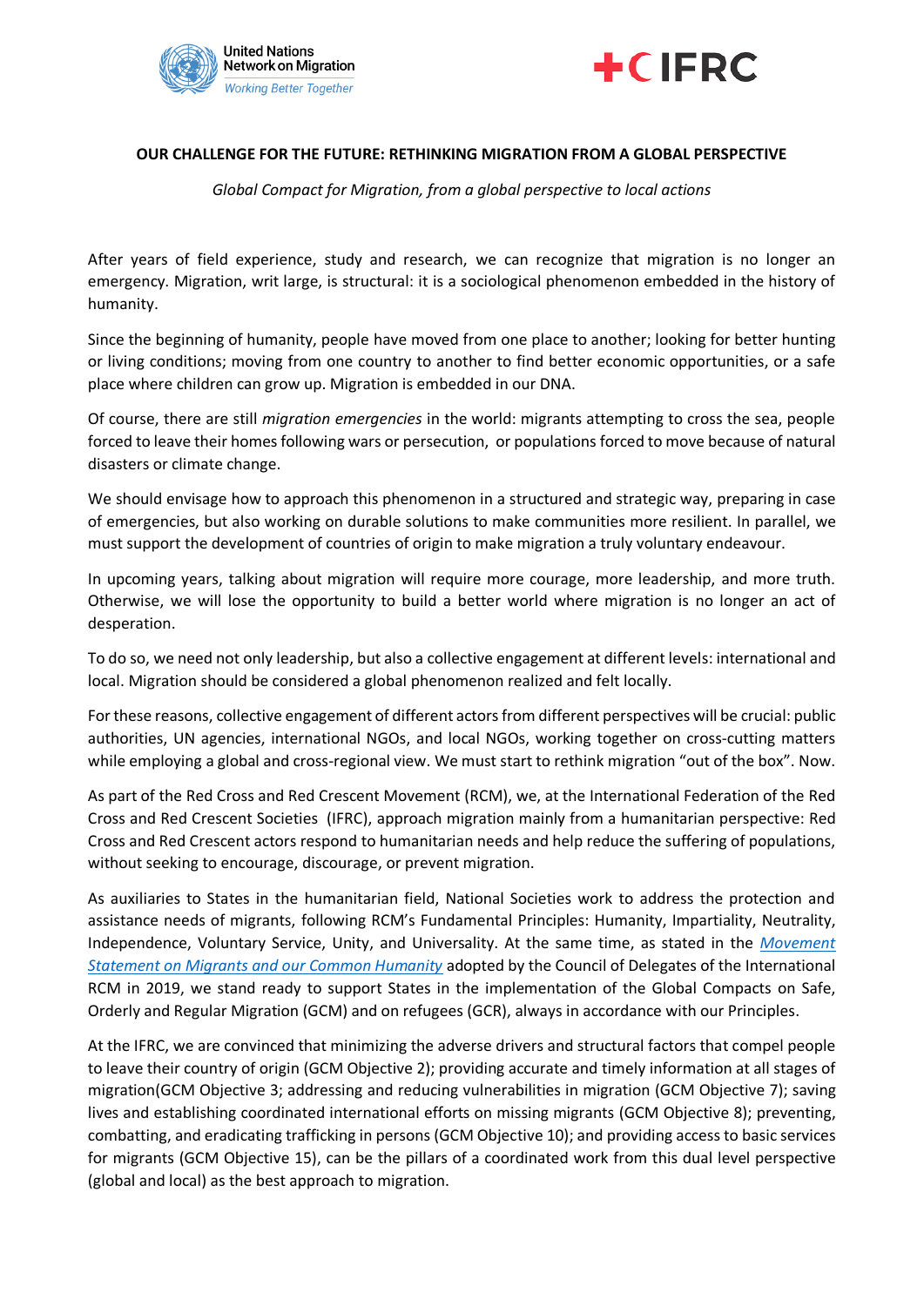**OUR CHALLENGE FOR THE FUTURE: RETHINKING MIGRATION FROM A GLOBAL PERSPECTIVE**

*Global Compact for Migration, from a global perspective to local actions*

After years of field experience, study and research, we can recognize that migration is no longer an emergency. Migration, writ large, is structural: it is a sociological phenomenon embedded in the history of humanity.

Since the beginning of humanity, people have moved from one place to another; looking for better hunting or living conditions; moving from one country to another to find better economic opportunities, or a safe place where children can grow up. Migration is embedded in our DNA.

Of course, there are still *migration emergencies* in the world: migrants attempting to cross the sea, people forced to leave their homes following wars or persecution, or populations forced to move because of natural disasters or climate change.

We should envisage how to approach this phenomenon in a structured and strategic way, preparing in case of emergencies, but also working on durable solutions to make communities more resilient. In parallel, we must support the development of countries of origin to make migration a truly voluntary endeavour.

In upcoming years, talking about migration will require more courage, more leadership, and more truth. Otherwise, we will lose the opportunity to build a better world where migration is no longer an act of desperation.

To do so, we need not only leadership, but also a collective engagement at different levels: international and local. Migration should be considered a global phenomenon realized and felt locally.

For these reasons, collective engagement of different actors from different perspectives will be crucial: public authorities, UN agencies, international NGOs, and local NGOs, working together on cross-cutting matters while employing a global and cross-regional view. We must start to rethink migration "out of the box". Now.

As part of the Red Cross and Red Crescent Movement (RCM), we, at the International Federation of the Red Cross and Red Crescent Societies (IFRC), approach migration mainly from a humanitarian perspective: Red Cross and Red Crescent actors respond to humanitarian needs and help reduce the suffering of populations, without seeking to encourage, discourage, or prevent migration.

As auxiliaries to States in the humanitarian field, National Societies work to address the protection and assistance needs of migrants, following RCM's Fundamental Principles: Humanity, Impartiality, Neutrality, Independence, Voluntary Service, Unity, and Universality. At the same time, as stated in the *Movement Statement on Migrants and our Common Humanity* adopted by the Council of Delegates of the International RCM in 2019, we stand ready to support States in the implementation of the Global Compacts on Safe, Orderly and Regular Migration (GCM) and on refugees (GCR), always in accordance with our Principles.

At the IFRC, we are convinced that minimizing the adverse drivers and structural factors that compel people to leave their country of origin (GCM Objective 2); providing accurate and timely information at all stages of migration(GCM Objective 3; addressing and reducing vulnerabilities in migration (GCM Objective 7); saving lives and establishing coordinated international efforts on missing migrants (GCM Objective 8); preventing, combatting, and eradicating trafficking in persons (GCM Objective 10); and providing access to basic services for migrants (GCM Objective 15), can be the pillars of a coordinated work from this dual level perspective (global and local) as the best approach to migration.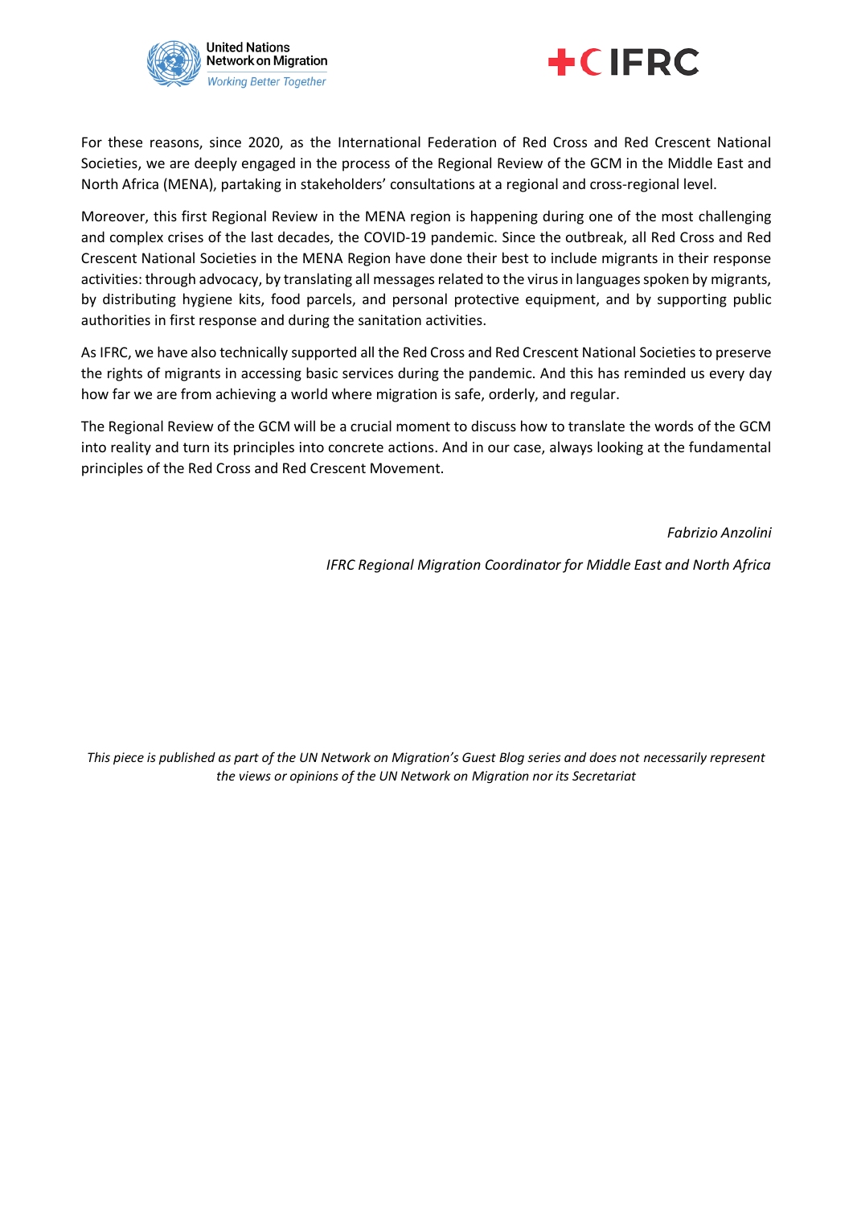For these reasons, since 2020, as the International Federation of Red Cross and Red Crescent National Societies, we are deeply engaged in the process of the Regional Review of the GCM in the Middle East and North Africa (MENA), partaking in stakeholders' consultations at a regional and cross-regional level.

Moreover, this first Regional Review in the MENA region is happening during one of the most challenging and complex crises of the last decades, the COVID-19 pandemic. Since the outbreak, all Red Cross and Red Crescent National Societies in the MENA Region have done their best to include migrants in their response activities: through advocacy, by translating all messages related to the virus in languages spoken by migrants, by distributing hygiene kits, food parcels, and personal protective equipment, and by supporting public authorities in first response and during the sanitation activities.

As IFRC, we have also technically supported all the Red Cross and Red Crescent National Societies to preserve the rights of migrants in accessing basic services during the pandemic. And this has reminded us every day how far we are from achieving a world where migration is safe, orderly, and regular.

The Regional Review of the GCM will be a crucial moment to discuss how to translate the words of the GCM into reality and turn its principles into concrete actions. And in our case, always looking at the fundamental principles of the Red Cross and Red Crescent Movement.

*Fabrizio Anzolini*

*IFRC Regional Migration Coordinator for Middle East and North Africa*

*This piece is published as part of the UN Network on Migration's Guest Blog series and does not necessarily represent the views or opinions of the UN Network on Migration nor its Secretariat*